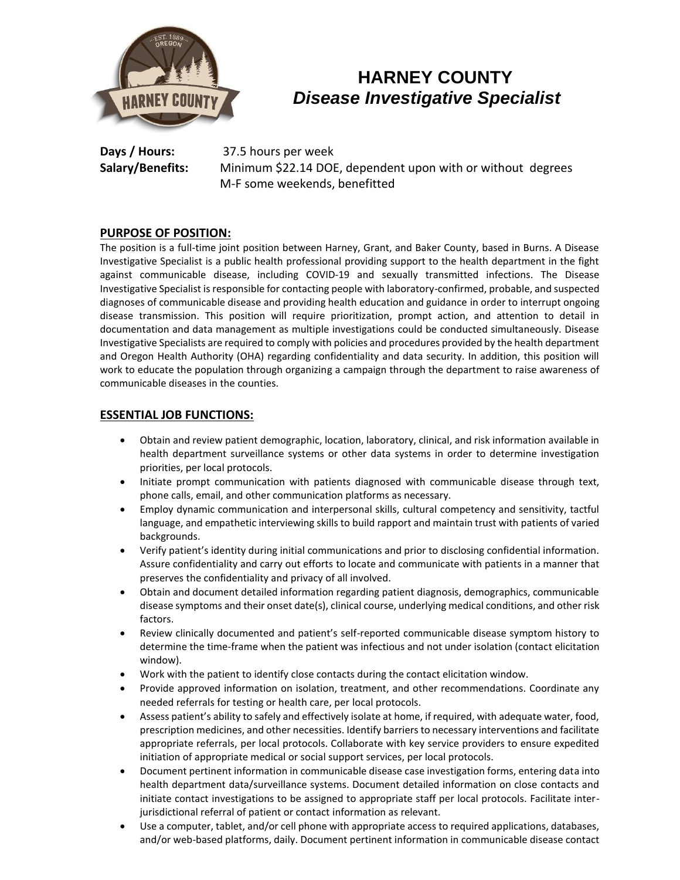# HARNEY COUNTY

## *Disease Investigative Specialist*

**Days / Hours:** 37.5 hours per week

**Salary/Benefits:** Minimum $22.14 DOE, dependent upon with or without degrees
M-F some weekends, benefitted

## PURPOSE OF POSITION:

The position is a full-time joint position between Harney, Grant, and Baker County, based in Burns. A Disease Investigative Specialist is a public health professional providing support to the health department in the fight against communicable disease, including COVID-19 and sexually transmitted infections. The Disease Investigative Specialist is responsible for contacting people with laboratory-confirmed, probable, and suspected diagnoses of communicable disease and providing health education and guidance in order to interrupt ongoing disease transmission. This position will require prioritization, prompt action, and attention to detail in documentation and data management as multiple investigations could be conducted simultaneously. Disease Investigative Specialists are required to comply with policies and procedures provided by the health department and Oregon Health Authority (OHA) regarding confidentiality and data security. In addition, this position will work to educate the population through organizing a campaign through the department to raise awareness of communicable diseases in the counties.

## ESSENTIAL JOB FUNCTIONS:

- Obtain and review patient demographic, location, laboratory, clinical, and risk information available in health department surveillance systems or other data systems in order to determine investigation priorities, per local protocols.
- Initiate prompt communication with patients diagnosed with communicable disease through text, phone calls, email, and other communication platforms as necessary.
- Employ dynamic communication and interpersonal skills, cultural competency and sensitivity, tactful language, and empathetic interviewing skills to build rapport and maintain trust with patients of varied backgrounds.
- Verify patient's identity during initial communications and prior to disclosing confidential information. Assure confidentiality and carry out efforts to locate and communicate with patients in a manner that preserves the confidentiality and privacy of all involved.
- Obtain and document detailed information regarding patient diagnosis, demographics, communicable disease symptoms and their onset date(s), clinical course, underlying medical conditions, and other risk factors.
- Review clinically documented and patient's self-reported communicable disease symptom history to determine the time-frame when the patient was infectious and not under isolation (contact elicitation window).
- Work with the patient to identify close contacts during the contact elicitation window.
- Provide approved information on isolation, treatment, and other recommendations. Coordinate any needed referrals for testing or health care, per local protocols.
- Assess patient's ability to safely and effectively isolate at home, if required, with adequate water, food, prescription medicines, and other necessities. Identify barriers to necessary interventions and facilitate appropriate referrals, per local protocols. Collaborate with key service providers to ensure expedited initiation of appropriate medical or social support services, per local protocols.
- Document pertinent information in communicable disease case investigation forms, entering data into health department data/surveillance systems. Document detailed information on close contacts and initiate contact investigations to be assigned to appropriate staff per local protocols. Facilitate inter-jurisdictional referral of patient or contact information as relevant.
- Use a computer, tablet, and/or cell phone with appropriate access to required applications, databases, and/or web-based platforms, daily. Document pertinent information in communicable disease contact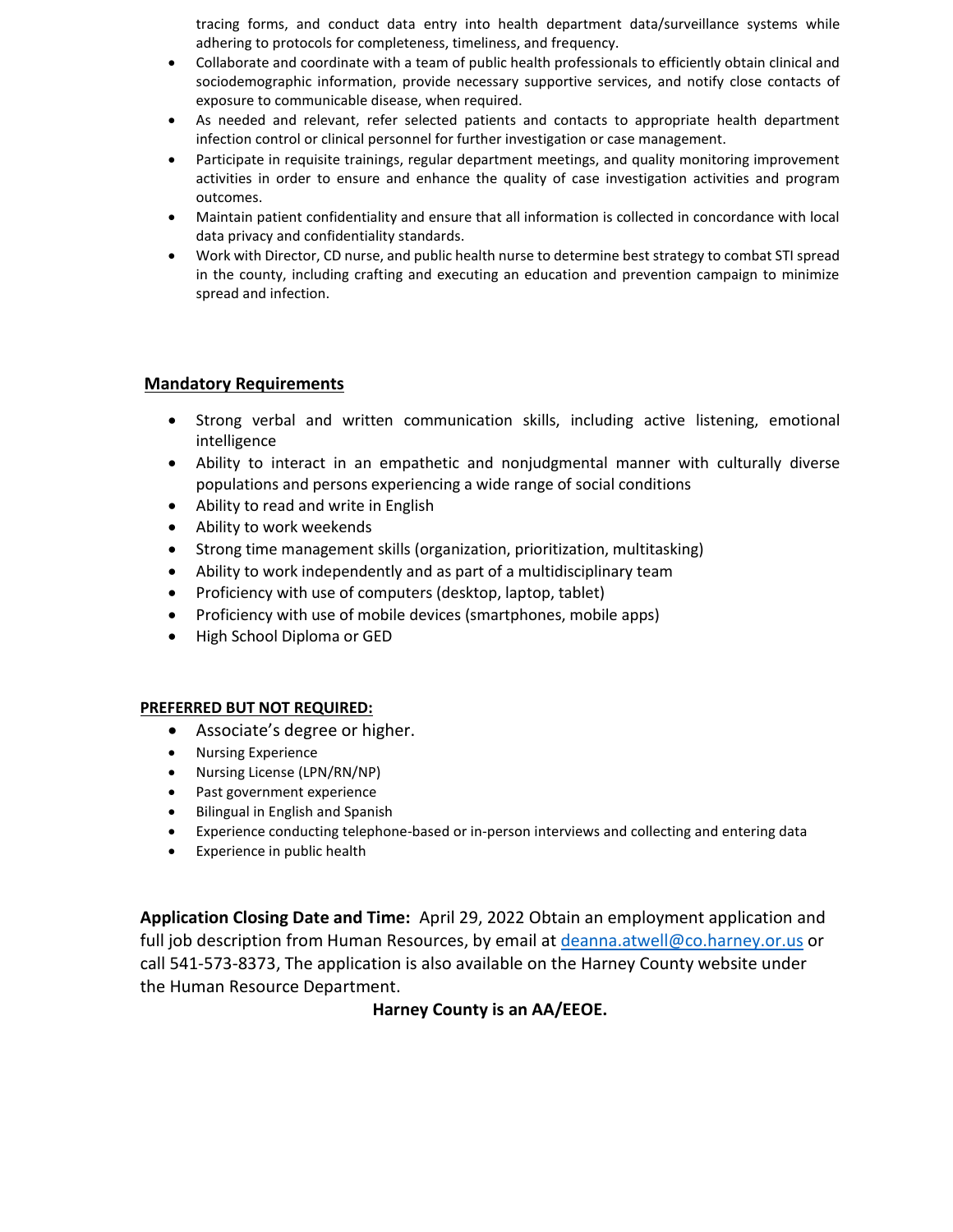tracing forms, and conduct data entry into health department data/surveillance systems while adhering to protocols for completeness, timeliness, and frequency.

- Collaborate and coordinate with a team of public health professionals to efficiently obtain clinical and sociodemographic information, provide necessary supportive services, and notify close contacts of exposure to communicable disease, when required.
- As needed and relevant, refer selected patients and contacts to appropriate health department infection control or clinical personnel for further investigation or case management.
- Participate in requisite trainings, regular department meetings, and quality monitoring improvement activities in order to ensure and enhance the quality of case investigation activities and program outcomes.
- Maintain patient confidentiality and ensure that all information is collected in concordance with local data privacy and confidentiality standards.
- Work with Director, CD nurse, and public health nurse to determine best strategy to combat STI spread in the county, including crafting and executing an education and prevention campaign to minimize spread and infection.

## Mandatory Requirements

- Strong verbal and written communication skills, including active listening, emotional intelligence
- Ability to interact in an empathetic and nonjudgmental manner with culturally diverse populations and persons experiencing a wide range of social conditions
- Ability to read and write in English
- Ability to work weekends
- Strong time management skills (organization, prioritization, multitasking)
- Ability to work independently and as part of a multidisciplinary team
- Proficiency with use of computers (desktop, laptop, tablet)
- Proficiency with use of mobile devices (smartphones, mobile apps)
- High School Diploma or GED

## PREFERRED BUT NOT REQUIRED:

- Associate's degree or higher.
- Nursing Experience
- Nursing License (LPN/RN/NP)
- Past government experience
- Bilingual in English and Spanish
- Experience conducting telephone-based or in-person interviews and collecting and entering data
- Experience in public health

**Application Closing Date and Time:** April 29, 2022 Obtain an employment application and full job description from Human Resources, by email at deanna.atwell@co.harney.or.us or call 541-573-8373, The application is also available on the Harney County website under the Human Resource Department.

**Harney County is an AA/EEOE.**